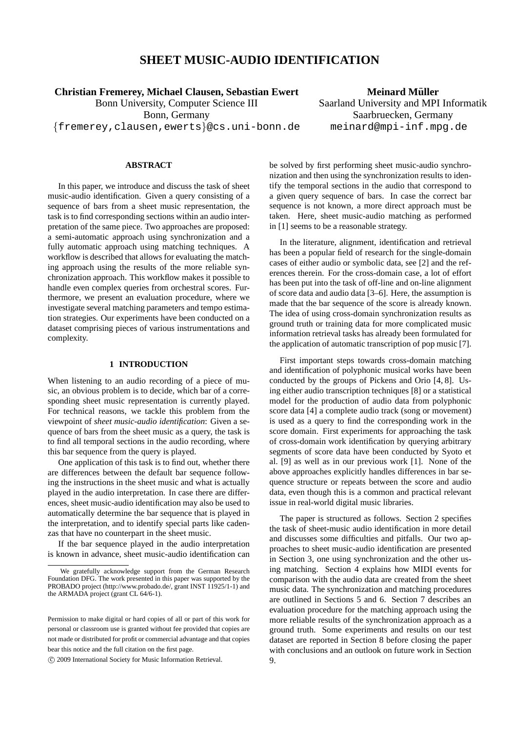# SHEET MUSIC-AUDIO IDENTIFICATION

**Christian Fremerey, Michael Clausen, Sebastian Ewert**
Bonn University, Computer Science III
Bonn, Germany
{fremerey,clausen,ewerts}@cs.uni-bonn.de

**Meinard Müller**
Saarland University and MPI Informatik
Saarbruecken, Germany
meinard@mpi-inf.mpg.de

## ABSTRACT

In this paper, we introduce and discuss the task of sheet music-audio identification. Given a query consisting of a sequence of bars from a sheet music representation, the task is to find corresponding sections within an audio interpretation of the same piece. Two approaches are proposed: a semi-automatic approach using synchronization and a fully automatic approach using matching techniques. A workflow is described that allows for evaluating the matching approach using the results of the more reliable synchronization approach. This workflow makes it possible to handle even complex queries from orchestral scores. Furthermore, we present an evaluation procedure, where we investigate several matching parameters and tempo estimation strategies. Our experiments have been conducted on a dataset comprising pieces of various instrumentations and complexity.

## 1 INTRODUCTION

When listening to an audio recording of a piece of music, an obvious problem is to decide, which bar of a corresponding sheet music representation is currently played. For technical reasons, we tackle this problem from the viewpoint of *sheet music-audio identification*: Given a sequence of bars from the sheet music as a query, the task is to find all temporal sections in the audio recording, where this bar sequence from the query is played.

One application of this task is to find out, whether there are differences between the default bar sequence following the instructions in the sheet music and what is actually played in the audio interpretation. In case there are differences, sheet music-audio identification may also be used to automatically determine the bar sequence that is played in the interpretation, and to identify special parts like cadenzas that have no counterpart in the sheet music.

If the bar sequence played in the audio interpretation is known in advance, sheet music-audio identification can be solved by first performing sheet music-audio synchronization and then using the synchronization results to identify the temporal sections in the audio that correspond to a given query sequence of bars. In case the correct bar sequence is not known, a more direct approach must be taken. Here, sheet music-audio matching as performed in [1] seems to be a reasonable strategy.

In the literature, alignment, identification and retrieval has been a popular field of research for the single-domain cases of either audio or symbolic data, see [2] and the references therein. For the cross-domain case, a lot of effort has been put into the task of off-line and on-line alignment of score data and audio data [3–6]. Here, the assumption is made that the bar sequence of the score is already known. The idea of using cross-domain synchronization results as ground truth or training data for more complicated music information retrieval tasks has already been formulated for the application of automatic transcription of pop music [7].

First important steps towards cross-domain matching and identification of polyphonic musical works have been conducted by the groups of Pickens and Orio [4, 8]. Using either audio transcription techniques [8] or a statistical model for the production of audio data from polyphonic score data [4] a complete audio track (song or movement) is used as a query to find the corresponding work in the score domain. First experiments for approaching the task of cross-domain work identification by querying arbitrary segments of score data have been conducted by Syoto et al. [9] as well as in our previous work [1]. None of the above approaches explicitly handles differences in bar sequence structure or repeats between the score and audio data, even though this is a common and practical relevant issue in real-world digital music libraries.

The paper is structured as follows. Section 2 specifies the task of sheet-music audio identification in more detail and discusses some difficulties and pitfalls. Our two approaches to sheet music-audio identification are presented in Section 3, one using synchronization and the other using matching. Section 4 explains how MIDI events for comparison with the audio data are created from the sheet music data. The synchronization and matching procedures are outlined in Sections 5 and 6. Section 7 describes an evaluation procedure for the matching approach using the more reliable results of the synchronization approach as a ground truth. Some experiments and results on our test dataset are reported in Section 8 before closing the paper with conclusions and an outlook on future work in Section 9.

---

We gratefully acknowledge support from the German Research Foundation DFG. The work presented in this paper was supported by the PROBADO project (http://www.probado.de/, grant INST 11925/1-1) and the ARMADA project (grant CL 64/6-1).

Permission to make digital or hard copies of all or part of this work for personal or classroom use is granted without fee provided that copies are not made or distributed for profit or commercial advantage and that copies bear this notice and the full citation on the first page.

© 2009 International Society for Music Information Retrieval.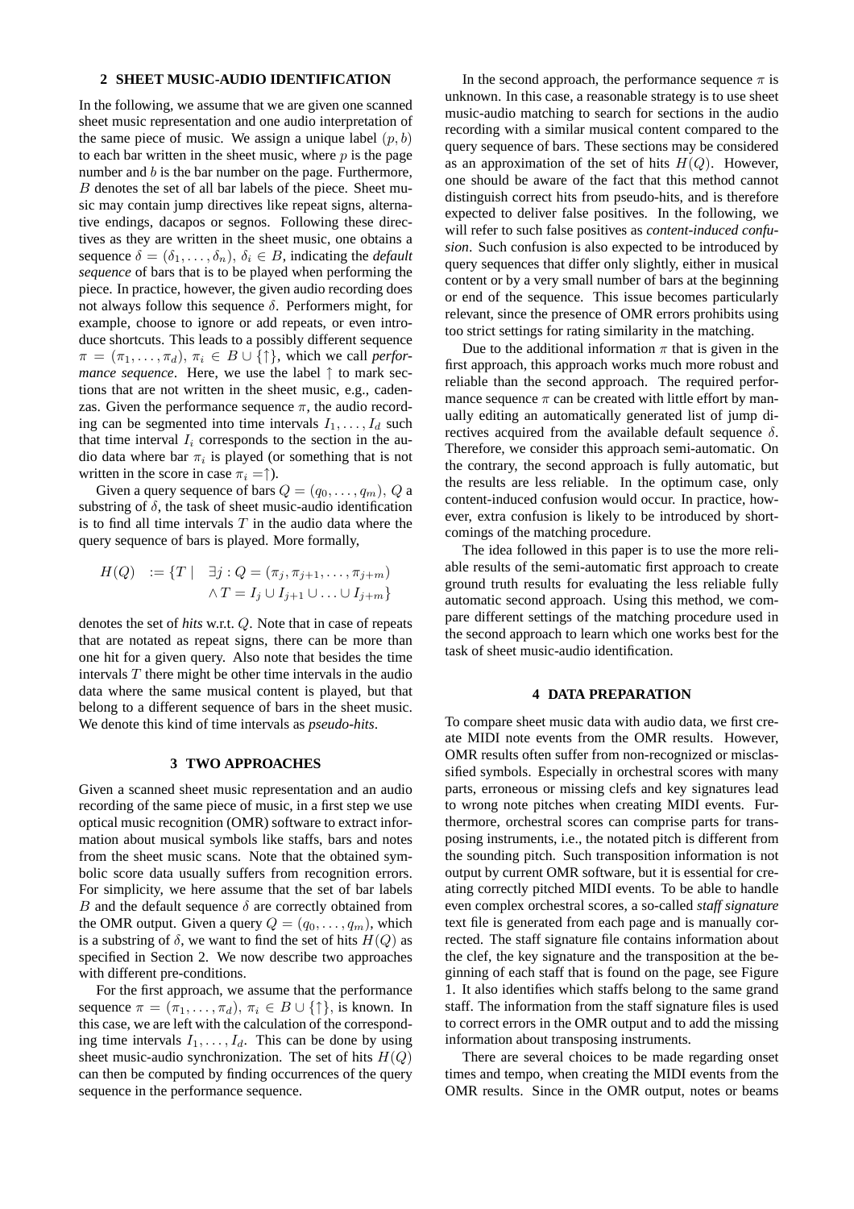## 2 SHEET MUSIC-AUDIO IDENTIFICATION

In the following, we assume that we are given one scanned sheet music representation and one audio interpretation of the same piece of music. We assign a unique label $(p, b)$ to each bar written in the sheet music, where $p$ is the page number and $b$ is the bar number on the page. Furthermore, $B$ denotes the set of all bar labels of the piece. Sheet music may contain jump directives like repeat signs, alternative endings, dacapos or segnos. Following these directives as they are written in the sheet music, one obtains a sequence $\delta = (\delta_1, \ldots, \delta_n)$, $\delta_i \in B$, indicating the *default sequence* of bars that is to be played when performing the piece. In practice, however, the given audio recording does not always follow this sequence $\delta$. Performers might, for example, choose to ignore or add repeats, or even introduce shortcuts. This leads to a possibly different sequence $\pi = (\pi_1, \ldots, \pi_d)$, $\pi_i \in B \cup \{\uparrow\}$, which we call *performance sequence*. Here, we use the label $\uparrow$ to mark sections that are not written in the sheet music, e.g., cadenzas. Given the performance sequence $\pi$, the audio recording can be segmented into time intervals $I_1, \ldots, I_d$ such that time interval $I_i$ corresponds to the section in the audio data where bar $\pi_i$ is played (or something that is not written in the score in case $\pi_i = \uparrow$).

Given a query sequence of bars $Q = (q_0, \ldots, q_m)$, $Q$ a substring of $\delta$, the task of sheet music-audio identification is to find all time intervals $T$ in the audio data where the query sequence of bars is played. More formally,

$$H(Q) \quad := \{T \mid \quad \exists j : Q = (\pi_j, \pi_{j+1}, \ldots, \pi_{j+m}) \\ \wedge T = I_j \cup I_{j+1} \cup \ldots \cup I_{j+m}\}$$

denotes the set of *hits* w.r.t. $Q$. Note that in case of repeats that are notated as repeat signs, there can be more than one hit for a given query. Also note that besides the time intervals $T$ there might be other time intervals in the audio data where the same musical content is played, but that belong to a different sequence of bars in the sheet music. We denote this kind of time intervals as *pseudo-hits*.

## 3 TWO APPROACHES

Given a scanned sheet music representation and an audio recording of the same piece of music, in a first step we use optical music recognition (OMR) software to extract information about musical symbols like staffs, bars and notes from the sheet music scans. Note that the obtained symbolic score data usually suffers from recognition errors. For simplicity, we here assume that the set of bar labels $B$ and the default sequence $\delta$ are correctly obtained from the OMR output. Given a query $Q = (q_0, \ldots, q_m)$, which is a substring of $\delta$, we want to find the set of hits $H(Q)$ as specified in Section 2. We now describe two approaches with different pre-conditions.

For the first approach, we assume that the performance sequence $\pi = (\pi_1, \ldots, \pi_d)$, $\pi_i \in B \cup \{\uparrow\}$, is known. In this case, we are left with the calculation of the corresponding time intervals $I_1, \ldots, I_d$. This can be done by using sheet music-audio synchronization. The set of hits $H(Q)$ can then be computed by finding occurrences of the query sequence in the performance sequence.

In the second approach, the performance sequence $\pi$ is unknown. In this case, a reasonable strategy is to use sheet music-audio matching to search for sections in the audio recording with a similar musical content compared to the query sequence of bars. These sections may be considered as an approximation of the set of hits $H(Q)$. However, one should be aware of the fact that this method cannot distinguish correct hits from pseudo-hits, and is therefore expected to deliver false positives. In the following, we will refer to such false positives as *content-induced confusion*. Such confusion is also expected to be introduced by query sequences that differ only slightly, either in musical content or by a very small number of bars at the beginning or end of the sequence. This issue becomes particularly relevant, since the presence of OMR errors prohibits using too strict settings for rating similarity in the matching.

Due to the additional information $\pi$ that is given in the first approach, this approach works much more robust and reliable than the second approach. The required performance sequence $\pi$ can be created with little effort by manually editing an automatically generated list of jump directives acquired from the available default sequence $\delta$. Therefore, we consider this approach semi-automatic. On the contrary, the second approach is fully automatic, but the results are less reliable. In the optimum case, only content-induced confusion would occur. In practice, however, extra confusion is likely to be introduced by shortcomings of the matching procedure.

The idea followed in this paper is to use the more reliable results of the semi-automatic first approach to create ground truth results for evaluating the less reliable fully automatic second approach. Using this method, we compare different settings of the matching procedure used in the second approach to learn which one works best for the task of sheet music-audio identification.

## 4 DATA PREPARATION

To compare sheet music data with audio data, we first create MIDI note events from the OMR results. However, OMR results often suffer from non-recognized or misclassified symbols. Especially in orchestral scores with many parts, erroneous or missing clefs and key signatures lead to wrong note pitches when creating MIDI events. Furthermore, orchestral scores can comprise parts for transposing instruments, i.e., the notated pitch is different from the sounding pitch. Such transposition information is not output by current OMR software, but it is essential for creating correctly pitched MIDI events. To be able to handle even complex orchestral scores, a so-called *staff signature* text file is generated from each page and is manually corrected. The staff signature file contains information about the clef, the key signature and the transposition at the beginning of each staff that is found on the page, see Figure 1. It also identifies which staffs belong to the same grand staff. The information from the staff signature files is used to correct errors in the OMR output and to add the missing information about transposing instruments.

There are several choices to be made regarding onset times and tempo, when creating the MIDI events from the OMR results. Since in the OMR output, notes or beams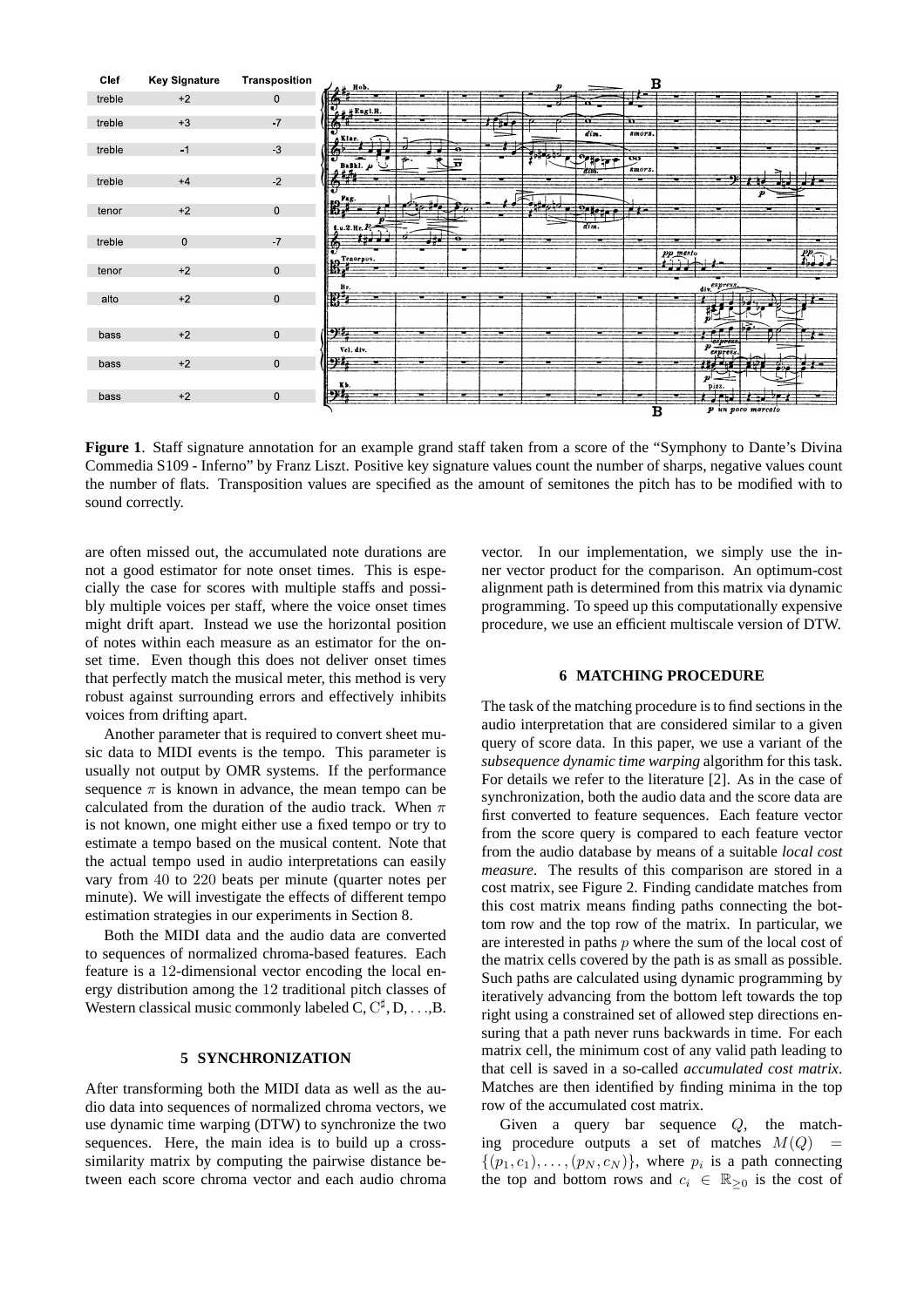| Clef | Key Signature | Transposition |
|---|---|---|
| treble | +2 | 0 |
| treble | +3 | -7 |
| treble | -1 | -3 |
| treble | +4 | -2 |
| tenor | +2 | 0 |
| treble | 0 | -7 |
| tenor | +2 | 0 |
| alto | +2 | 0 |
| bass | +2 | 0 |
| bass | +2 | 0 |
| bass | +2 | 0 |

**Figure 1**. Staff signature annotation for an example grand staff taken from a score of the "Symphony to Dante's Divina Commedia S109 - Inferno" by Franz Liszt. Positive key signature values count the number of sharps, negative values count the number of flats. Transposition values are specified as the amount of semitones the pitch has to be modified with to sound correctly.

are often missed out, the accumulated note durations are not a good estimator for note onset times. This is especially the case for scores with multiple staffs and possibly multiple voices per staff, where the voice onset times might drift apart. Instead we use the horizontal position of notes within each measure as an estimator for the onset time. Even though this does not deliver onset times that perfectly match the musical meter, this method is very robust against surrounding errors and effectively inhibits voices from drifting apart.

Another parameter that is required to convert sheet music data to MIDI events is the tempo. This parameter is usually not output by OMR systems. If the performance sequence $\pi$ is known in advance, the mean tempo can be calculated from the duration of the audio track. When $\pi$ is not known, one might either use a fixed tempo or try to estimate a tempo based on the musical content. Note that the actual tempo used in audio interpretations can easily vary from 40 to 220 beats per minute (quarter notes per minute). We will investigate the effects of different tempo estimation strategies in our experiments in Section 8.

Both the MIDI data and the audio data are converted to sequences of normalized chroma-based features. Each feature is a 12-dimensional vector encoding the local energy distribution among the 12 traditional pitch classes of Western classical music commonly labeled C, C$^\sharp$, D, ...,B.

## 5 SYNCHRONIZATION

After transforming both the MIDI data as well as the audio data into sequences of normalized chroma vectors, we use dynamic time warping (DTW) to synchronize the two sequences. Here, the main idea is to build up a cross-similarity matrix by computing the pairwise distance between each score chroma vector and each audio chroma vector. In our implementation, we simply use the inner vector product for the comparison. An optimum-cost alignment path is determined from this matrix via dynamic programming. To speed up this computationally expensive procedure, we use an efficient multiscale version of DTW.

## 6 MATCHING PROCEDURE

The task of the matching procedure is to find sections in the audio interpretation that are considered similar to a given query of score data. In this paper, we use a variant of the *subsequence dynamic time warping* algorithm for this task. For details we refer to the literature [2]. As in the case of synchronization, both the audio data and the score data are first converted to feature sequences. Each feature vector from the score query is compared to each feature vector from the audio database by means of a suitable *local cost measure*. The results of this comparison are stored in a cost matrix, see Figure 2. Finding candidate matches from this cost matrix means finding paths connecting the bottom row and the top row of the matrix. In particular, we are interested in paths $p$ where the sum of the local cost of the matrix cells covered by the path is as small as possible. Such paths are calculated using dynamic programming by iteratively advancing from the bottom left towards the top right using a constrained set of allowed step directions ensuring that a path never runs backwards in time. For each matrix cell, the minimum cost of any valid path leading to that cell is saved in a so-called *accumulated cost matrix*. Matches are then identified by finding minima in the top row of the accumulated cost matrix.

Given a query bar sequence $Q$, the matching procedure outputs a set of matches $M(Q) = \{(p_1, c_1), \ldots, (p_N, c_N)\}$, where $p_i$ is a path connecting the top and bottom rows and $c_i \in \mathbb{R}_{\geq 0}$ is the cost of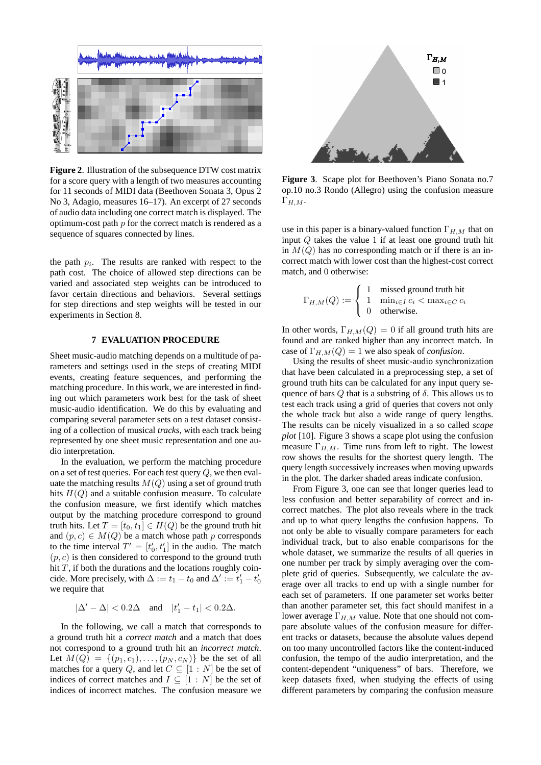**Figure 2.** Illustration of the subsequence DTW cost matrix for a score query with a length of two measures accounting for 11 seconds of MIDI data (Beethoven Sonata 3, Opus 2 No 3, Adagio, measures 16–17). An excerpt of 27 seconds of audio data including one correct match is displayed. The optimum-cost path $p$ for the correct match is rendered as a sequence of squares connected by lines.

the path $p_i$. The results are ranked with respect to the path cost. The choice of allowed step directions can be varied and associated step weights can be introduced to favor certain directions and behaviors. Several settings for step directions and step weights will be tested in our experiments in Section 8.

## 7 EVALUATION PROCEDURE

Sheet music-audio matching depends on a multitude of parameters and settings used in the steps of creating MIDI events, creating feature sequences, and performing the matching procedure. In this work, we are interested in finding out which parameters work best for the task of sheet music-audio identification. We do this by evaluating and comparing several parameter sets on a test dataset consisting of a collection of musical *tracks*, with each track being represented by one sheet music representation and one audio interpretation.

In the evaluation, we perform the matching procedure on a set of test queries. For each test query $Q$, we then evaluate the matching results $M(Q)$ using a set of ground truth hits $H(Q)$ and a suitable confusion measure. To calculate the confusion measure, we first identify which matches output by the matching procedure correspond to ground truth hits. Let $T = [t_0, t_1] \in H(Q)$ be the ground truth hit and $(p, c) \in M(Q)$ be a match whose path $p$ corresponds to the time interval $T' = [t'_0, t'_1]$ in the audio. The match $(p, c)$ is then considered to correspond to the ground truth hit $T$, if both the durations and the locations roughly coincide. More precisely, with $\Delta := t_1 - t_0$ and $\Delta' := t'_1 - t'_0$ we require that

$$|\Delta' - \Delta| < 0.2\Delta \quad \text{and} \quad |t'_1 - t_1| < 0.2\Delta.$$

In the following, we call a match that corresponds to a ground truth hit a *correct match* and a match that does not correspond to a ground truth hit an *incorrect match*. Let $M(Q) = \{(p_1, c_1), \ldots, (p_N, c_N)\}$ be the set of all matches for a query $Q$, and let $C \subseteq [1 : N]$ be the set of indices of correct matches and $I \subseteq [1 : N]$ be the set of indices of incorrect matches. The confusion measure we use in this paper is a binary-valued function $\Gamma_{H,M}$ that on input $Q$ takes the value 1 if at least one ground truth hit in $M(Q)$ has no corresponding match or if there is an incorrect match with lower cost than the highest-cost correct match, and 0 otherwise:

$$\Gamma_{H,M}(Q) := \begin{cases} 1 & \text{missed ground truth hit} \\ 1 & \min_{i \in I} c_i < \max_{i \in C} c_i \\ 0 & \text{otherwise.} \end{cases}$$

In other words, $\Gamma_{H,M}(Q) = 0$ if all ground truth hits are found and are ranked higher than any incorrect match. In case of $\Gamma_{H,M}(Q) = 1$ we also speak of *confusion*.

**Figure 3.** Scape plot for Beethoven's Piano Sonata no.7 op.10 no.3 Rondo (Allegro) using the confusion measure $\Gamma_{H,M}$.

Using the results of sheet music-audio synchronization that have been calculated in a preprocessing step, a set of ground truth hits can be calculated for any input query sequence of bars $Q$ that is a substring of $\delta$. This allows us to test each track using a grid of queries that covers not only the whole track but also a wide range of query lengths. The results can be nicely visualized in a so called *scape plot* [10]. Figure 3 shows a scape plot using the confusion measure $\Gamma_{H,M}$. Time runs from left to right. The lowest row shows the results for the shortest query length. The query length successively increases when moving upwards in the plot. The darker shaded areas indicate confusion.

From Figure 3, one can see that longer queries lead to less confusion and better separability of correct and incorrect matches. The plot also reveals where in the track and up to what query lengths the confusion happens. To not only be able to visually compare parameters for each individual track, but to also enable comparisons for the whole dataset, we summarize the results of all queries in one number per track by simply averaging over the complete grid of queries. Subsequently, we calculate the average over all tracks to end up with a single number for each set of parameters. If one parameter set works better than another parameter set, this fact should manifest in a lower average $\Gamma_{H,M}$ value. Note that one should not compare absolute values of the confusion measure for different tracks or datasets, because the absolute values depend on too many uncontrolled factors like the content-induced confusion, the tempo of the audio interpretation, and the content-dependent "uniqueness" of bars. Therefore, we keep datasets fixed, when studying the effects of using different parameters by comparing the confusion measure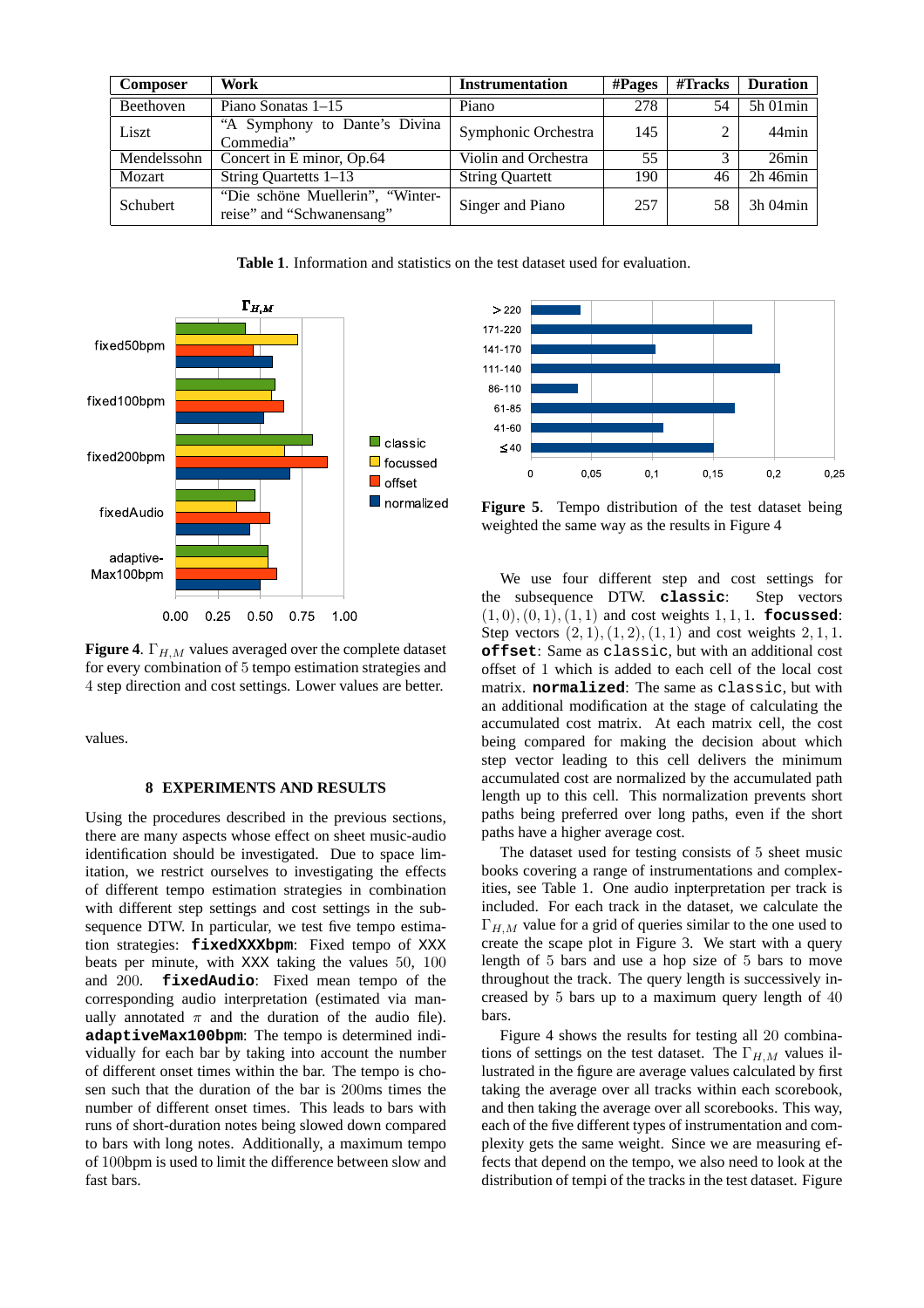| Composer | Work | Instrumentation | #Pages | #Tracks | Duration |
|---|---|---|---|---|---|
| Beethoven | Piano Sonatas 1–15 | Piano | 278 | 54 | 5h 01min |
| Liszt | "A Symphony to Dante's Divina Commedia" | Symphonic Orchestra | 145 | 2 | 44min |
| Mendelssohn | Concert in E minor, Op.64 | Violin and Orchestra | 55 | 3 | 26min |
| Mozart | String Quartetts 1–13 | String Quartett | 190 | 46 | 2h 46min |
| Schubert | "Die schöne Muellerin", "Winterreise" and "Schwanensang" | Singer and Piano | 257 | 58 | 3h 04min |

**Table 1**. Information and statistics on the test dataset used for evaluation.

**Figure 4**. $\Gamma_{H,M}$ values averaged over the complete dataset for every combination of 5 tempo estimation strategies and 4 step direction and cost settings. Lower values are better.

**Figure 5**. Tempo distribution of the test dataset being weighted the same way as the results in Figure 4

values.

## 8 EXPERIMENTS AND RESULTS

Using the procedures described in the previous sections, there are many aspects whose effect on sheet music-audio identification should be investigated. Due to space limitation, we restrict ourselves to investigating the effects of different tempo estimation strategies in combination with different step settings and cost settings in the subsequence DTW. In particular, we test five tempo estimation strategies: **fixedXXXbpm**: Fixed tempo of XXX beats per minute, with XXX taking the values 50, 100 and 200. **fixedAudio**: Fixed mean tempo of the corresponding audio interpretation (estimated via manually annotated $\pi$ and the duration of the audio file). **adaptiveMax100bpm**: The tempo is determined individually for each bar by taking into account the number of different onset times within the bar. The tempo is chosen such that the duration of the bar is 200ms times the number of different onset times. This leads to bars with runs of short-duration notes being slowed down compared to bars with long notes. Additionally, a maximum tempo of 100bpm is used to limit the difference between slow and fast bars.

We use four different step and cost settings for the subsequence DTW. **classic**: Step vectors $(1,0),(0,1),(1,1)$ and cost weights $1,1,1$. **focussed**: Step vectors $(2,1),(1,2),(1,1)$ and cost weights $2,1,1$. **offset**: Same as classic, but with an additional cost offset of 1 which is added to each cell of the local cost matrix. **normalized**: The same as classic, but with an additional modification at the stage of calculating the accumulated cost matrix. At each matrix cell, the cost being compared for making the decision about which step vector leading to this cell delivers the minimum accumulated cost are normalized by the accumulated path length up to this cell. This normalization prevents short paths being preferred over long paths, even if the short paths have a higher average cost.

The dataset used for testing consists of 5 sheet music books covering a range of instrumentations and complexities, see Table 1. One audio inpterpretation per track is included. For each track in the dataset, we calculate the $\Gamma_{H,M}$ value for a grid of queries similar to the one used to create the scape plot in Figure 3. We start with a query length of 5 bars and use a hop size of 5 bars to move throughout the track. The query length is successively increased by 5 bars up to a maximum query length of 40 bars.

Figure 4 shows the results for testing all 20 combinations of settings on the test dataset. The $\Gamma_{H,M}$ values illustrated in the figure are average values calculated by first taking the average over all tracks within each scorebook, and then taking the average over all scorebooks. This way, each of the five different types of instrumentation and complexity gets the same weight. Since we are measuring effects that depend on the tempo, we also need to look at the distribution of tempi of the tracks in the test dataset. Figure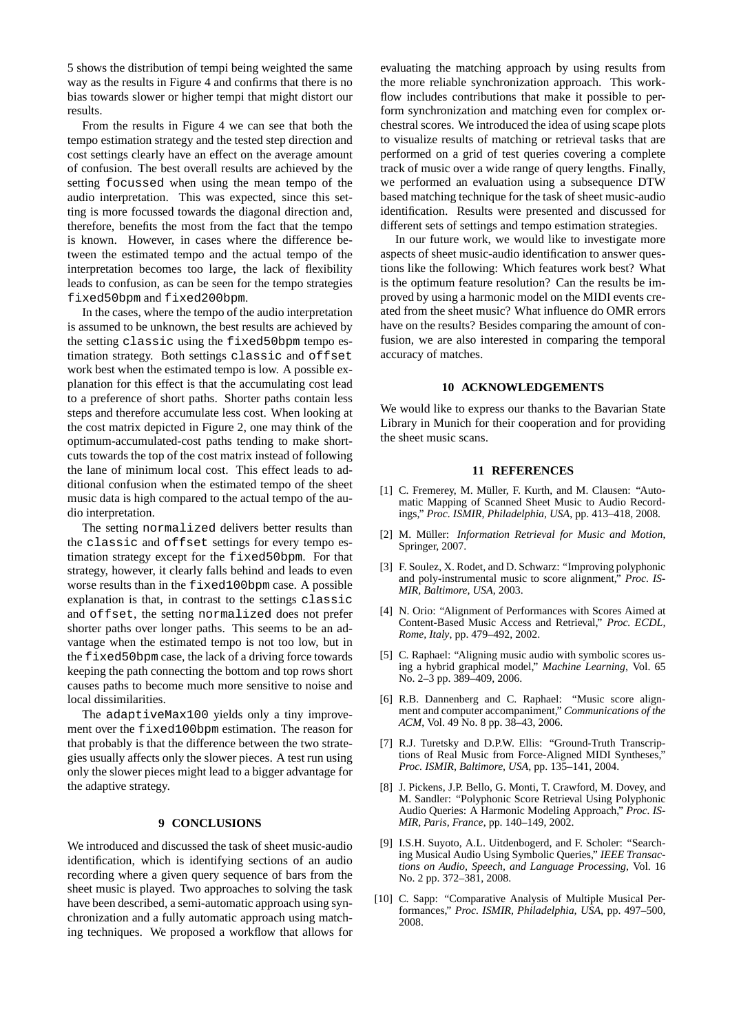5 shows the distribution of tempi being weighted the same way as the results in Figure 4 and confirms that there is no bias towards slower or higher tempi that might distort our results.

From the results in Figure 4 we can see that both the tempo estimation strategy and the tested step direction and cost settings clearly have an effect on the average amount of confusion. The best overall results are achieved by the setting `focussed` when using the mean tempo of the audio interpretation. This was expected, since this setting is more focussed towards the diagonal direction and, therefore, benefits the most from the fact that the tempo is known. However, in cases where the difference between the estimated tempo and the actual tempo of the interpretation becomes too large, the lack of flexibility leads to confusion, as can be seen for the tempo strategies `fixed50bpm` and `fixed200bpm`.

In the cases, where the tempo of the audio interpretation is assumed to be unknown, the best results are achieved by the setting `classic` using the `fixed50bpm` tempo estimation strategy. Both settings `classic` and `offset` work best when the estimated tempo is low. A possible explanation for this effect is that the accumulating cost lead to a preference of short paths. Shorter paths contain less steps and therefore accumulate less cost. When looking at the cost matrix depicted in Figure 2, one may think of the optimum-accumulated-cost paths tending to make shortcuts towards the top of the cost matrix instead of following the lane of minimum local cost. This effect leads to additional confusion when the estimated tempo of the sheet music data is high compared to the actual tempo of the audio interpretation.

The setting `normalized` delivers better results than the `classic` and `offset` settings for every tempo estimation strategy except for the `fixed50bpm`. For that strategy, however, it clearly falls behind and leads to even worse results than in the `fixed100bpm` case. A possible explanation is that, in contrast to the settings `classic` and `offset`, the setting `normalized` does not prefer shorter paths over longer paths. This seems to be an advantage when the estimated tempo is not too low, but in the `fixed50bpm` case, the lack of a driving force towards keeping the path connecting the bottom and top rows short causes paths to become much more sensitive to noise and local dissimilarities.

The `adaptiveMax100` yields only a tiny improvement over the `fixed100bpm` estimation. The reason for that probably is that the difference between the two strategies usually affects only the slower pieces. A test run using only the slower pieces might lead to a bigger advantage for the adaptive strategy.

## 9 CONCLUSIONS

We introduced and discussed the task of sheet music-audio identification, which is identifying sections of an audio recording where a given query sequence of bars from the sheet music is played. Two approaches to solving the task have been described, a semi-automatic approach using synchronization and a fully automatic approach using matching techniques. We proposed a workflow that allows for evaluating the matching approach by using results from the more reliable synchronization approach. This workflow includes contributions that make it possible to perform synchronization and matching even for complex orchestral scores. We introduced the idea of using scape plots to visualize results of matching or retrieval tasks that are performed on a grid of test queries covering a complete track of music over a wide range of query lengths. Finally, we performed an evaluation using a subsequence DTW based matching technique for the task of sheet music-audio identification. Results were presented and discussed for different sets of settings and tempo estimation strategies.

In our future work, we would like to investigate more aspects of sheet music-audio identification to answer questions like the following: Which features work best? What is the optimum feature resolution? Can the results be improved by using a harmonic model on the MIDI events created from the sheet music? What influence do OMR errors have on the results? Besides comparing the amount of confusion, we are also interested in comparing the temporal accuracy of matches.

## 10 ACKNOWLEDGEMENTS

We would like to express our thanks to the Bavarian State Library in Munich for their cooperation and for providing the sheet music scans.

## 11 REFERENCES

[1] C. Fremerey, M. Müller, F. Kurth, and M. Clausen: "Automatic Mapping of Scanned Sheet Music to Audio Recordings," *Proc. ISMIR, Philadelphia, USA*, pp. 413–418, 2008.

[2] M. Müller: *Information Retrieval for Music and Motion*, Springer, 2007.

[3] F. Soulez, X. Rodet, and D. Schwarz: "Improving polyphonic and poly-instrumental music to score alignment," *Proc. ISMIR, Baltimore, USA*, 2003.

[4] N. Orio: "Alignment of Performances with Scores Aimed at Content-Based Music Access and Retrieval," *Proc. ECDL, Rome, Italy*, pp. 479–492, 2002.

[5] C. Raphael: "Aligning music audio with symbolic scores using a hybrid graphical model," *Machine Learning*, Vol. 65 No. 2–3 pp. 389–409, 2006.

[6] R.B. Dannenberg and C. Raphael: "Music score alignment and computer accompaniment," *Communications of the ACM*, Vol. 49 No. 8 pp. 38–43, 2006.

[7] R.J. Turetsky and D.P.W. Ellis: "Ground-Truth Transcriptions of Real Music from Force-Aligned MIDI Syntheses," *Proc. ISMIR, Baltimore, USA*, pp. 135–141, 2004.

[8] J. Pickens, J.P. Bello, G. Monti, T. Crawford, M. Dovey, and M. Sandler: "Polyphonic Score Retrieval Using Polyphonic Audio Queries: A Harmonic Modeling Approach," *Proc. ISMIR, Paris, France*, pp. 140–149, 2002.

[9] I.S.H. Suyoto, A.L. Uitdenbogerd, and F. Scholer: "Searching Musical Audio Using Symbolic Queries," *IEEE Transactions on Audio, Speech, and Language Processing*, Vol. 16 No. 2 pp. 372–381, 2008.

[10] C. Sapp: "Comparative Analysis of Multiple Musical Performances," *Proc. ISMIR, Philadelphia, USA*, pp. 497–500, 2008.